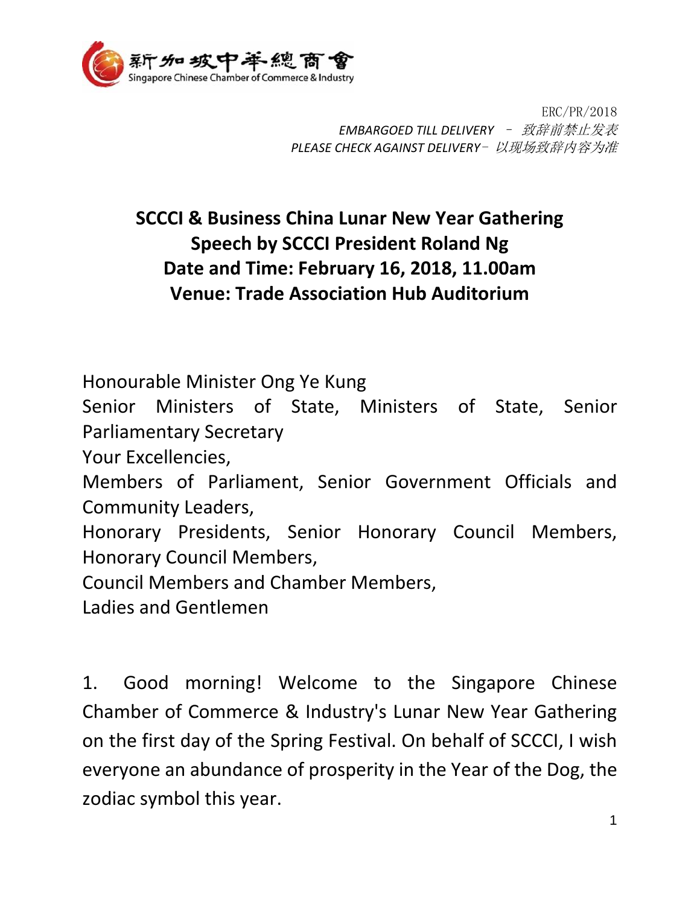新加坡中華總商會
Singapore Chinese Chamber of Commerce & Industry

ERC/PR/2018
*EMBARGOED TILL DELIVERY – 致辞前禁止发表*
*PLEASE CHECK AGAINST DELIVERY– 以现场致辞内容为准*

# SCCCI & Business China Lunar New Year Gathering
# Speech by SCCCI President Roland Ng
# Date and Time: February 16, 2018, 11.00am
# Venue: Trade Association Hub Auditorium

Honourable Minister Ong Ye Kung
Senior Ministers of State, Ministers of State, Senior Parliamentary Secretary
Your Excellencies,
Members of Parliament, Senior Government Officials and Community Leaders,
Honorary Presidents, Senior Honorary Council Members, Honorary Council Members,
Council Members and Chamber Members,
Ladies and Gentlemen

1. Good morning! Welcome to the Singapore Chinese Chamber of Commerce & Industry's Lunar New Year Gathering on the first day of the Spring Festival. On behalf of SCCCI, I wish everyone an abundance of prosperity in the Year of the Dog, the zodiac symbol this year.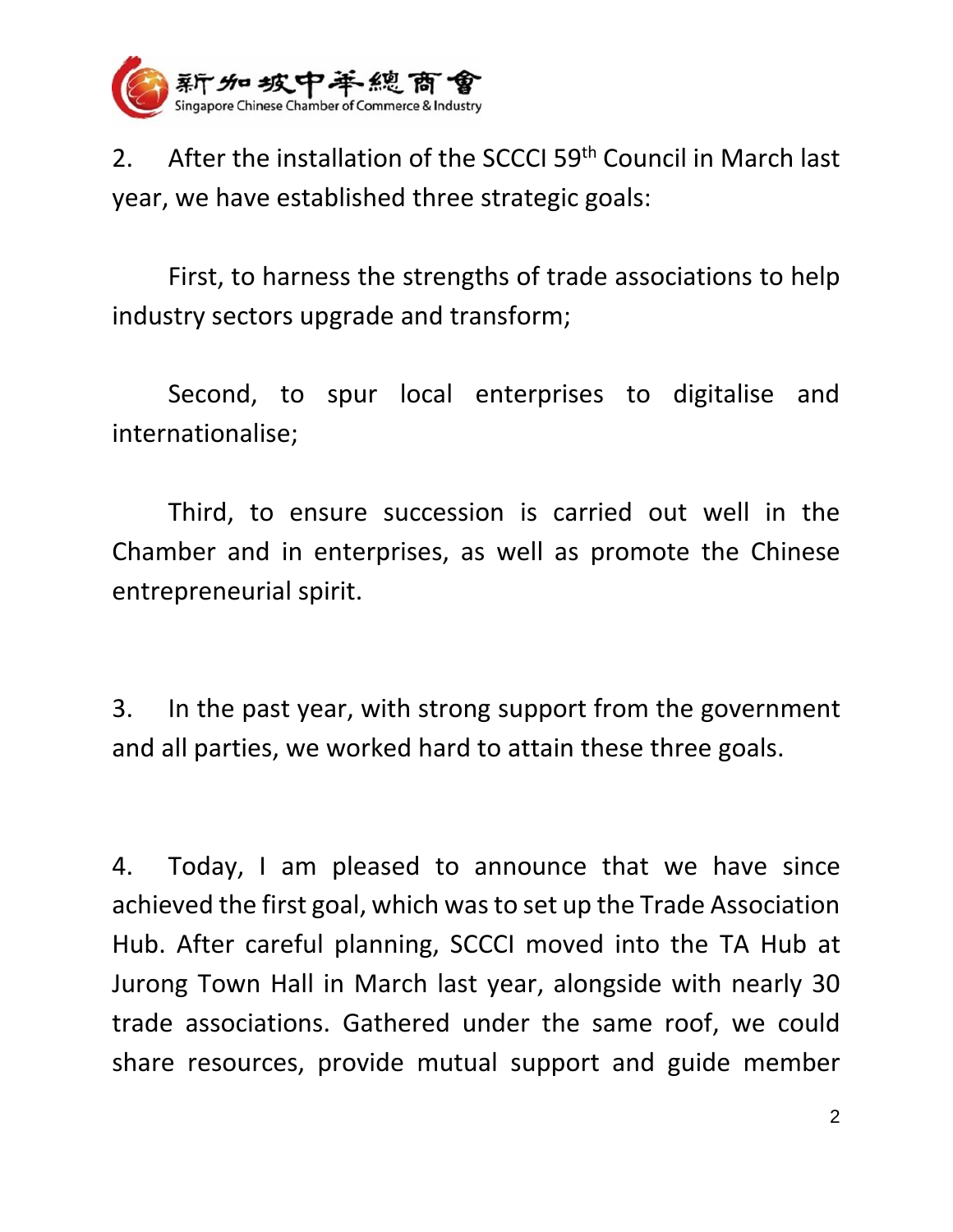2. After the installation of the SCCCI 59th Council in March last year, we have established three strategic goals:

First, to harness the strengths of trade associations to help industry sectors upgrade and transform;

Second, to spur local enterprises to digitalise and internationalise;

Third, to ensure succession is carried out well in the Chamber and in enterprises, as well as promote the Chinese entrepreneurial spirit.

3. In the past year, with strong support from the government and all parties, we worked hard to attain these three goals.

4. Today, I am pleased to announce that we have since achieved the first goal, which was to set up the Trade Association Hub. After careful planning, SCCCI moved into the TA Hub at Jurong Town Hall in March last year, alongside with nearly 30 trade associations. Gathered under the same roof, we could share resources, provide mutual support and guide member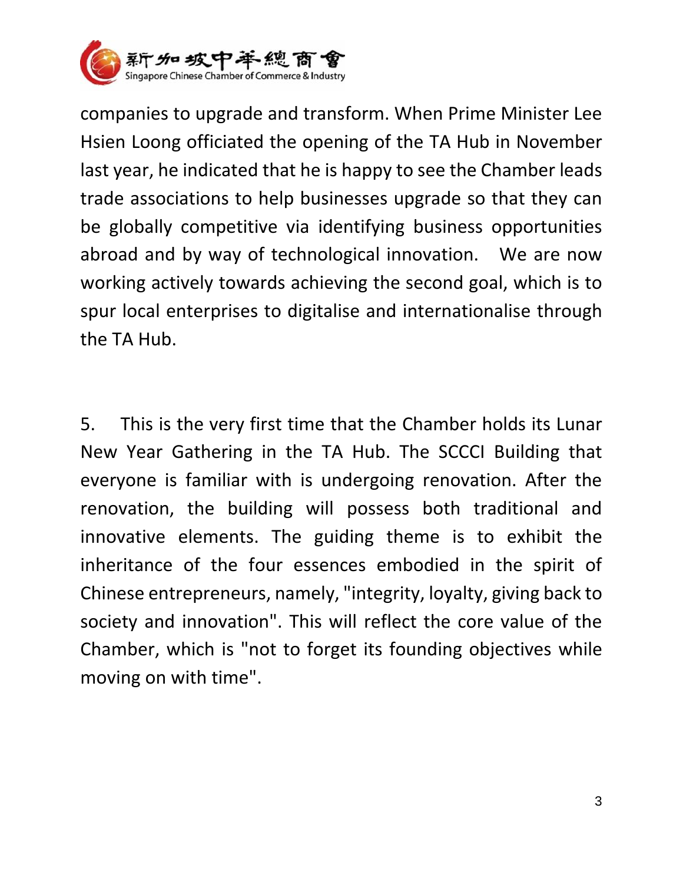companies to upgrade and transform. When Prime Minister Lee Hsien Loong officiated the opening of the TA Hub in November last year, he indicated that he is happy to see the Chamber leads trade associations to help businesses upgrade so that they can be globally competitive via identifying business opportunities abroad and by way of technological innovation. We are now working actively towards achieving the second goal, which is to spur local enterprises to digitalise and internationalise through the TA Hub.

5. This is the very first time that the Chamber holds its Lunar New Year Gathering in the TA Hub. The SCCCI Building that everyone is familiar with is undergoing renovation. After the renovation, the building will possess both traditional and innovative elements. The guiding theme is to exhibit the inheritance of the four essences embodied in the spirit of Chinese entrepreneurs, namely, "integrity, loyalty, giving back to society and innovation". This will reflect the core value of the Chamber, which is "not to forget its founding objectives while moving on with time".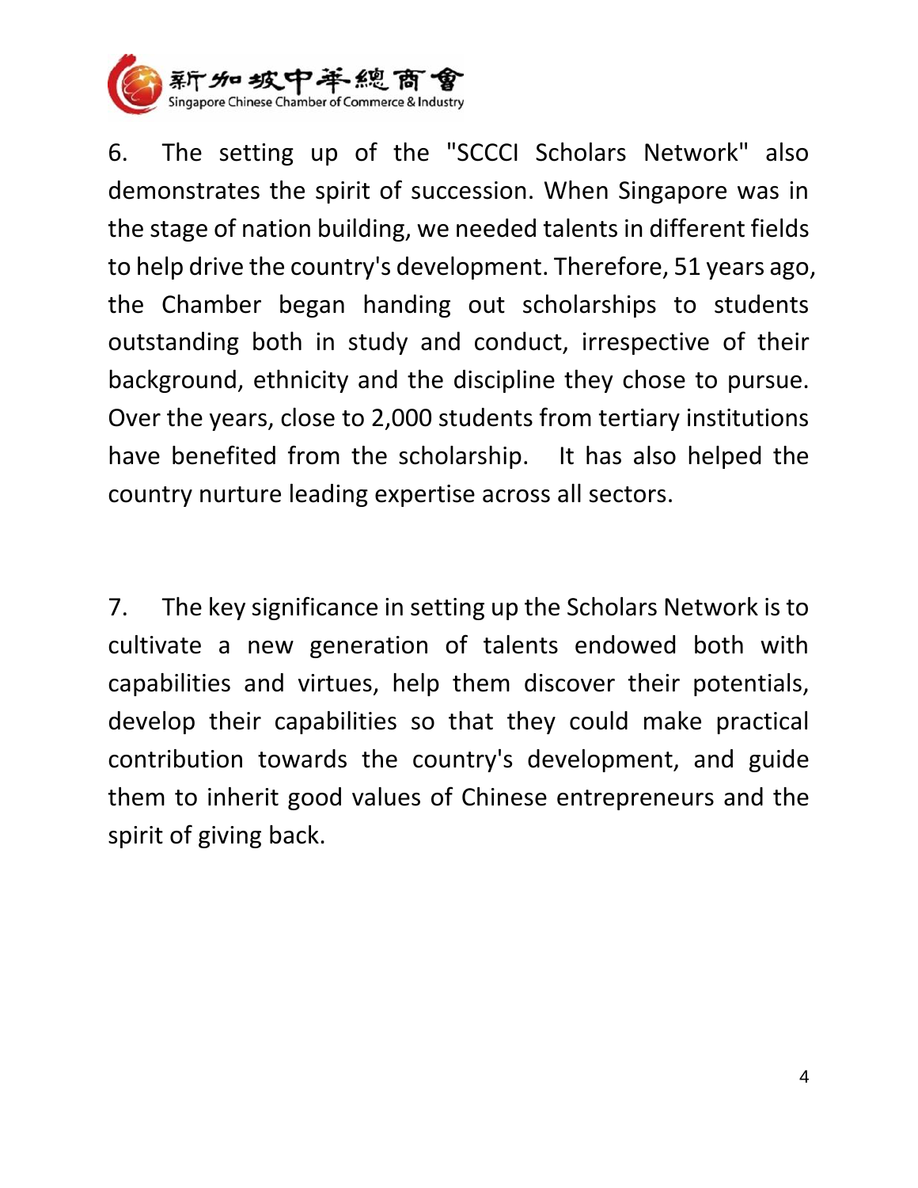6. The setting up of the "SCCCI Scholars Network" also demonstrates the spirit of succession. When Singapore was in the stage of nation building, we needed talents in different fields to help drive the country's development. Therefore, 51 years ago, the Chamber began handing out scholarships to students outstanding both in study and conduct, irrespective of their background, ethnicity and the discipline they chose to pursue. Over the years, close to 2,000 students from tertiary institutions have benefited from the scholarship. It has also helped the country nurture leading expertise across all sectors.

7. The key significance in setting up the Scholars Network is to cultivate a new generation of talents endowed both with capabilities and virtues, help them discover their potentials, develop their capabilities so that they could make practical contribution towards the country's development, and guide them to inherit good values of Chinese entrepreneurs and the spirit of giving back.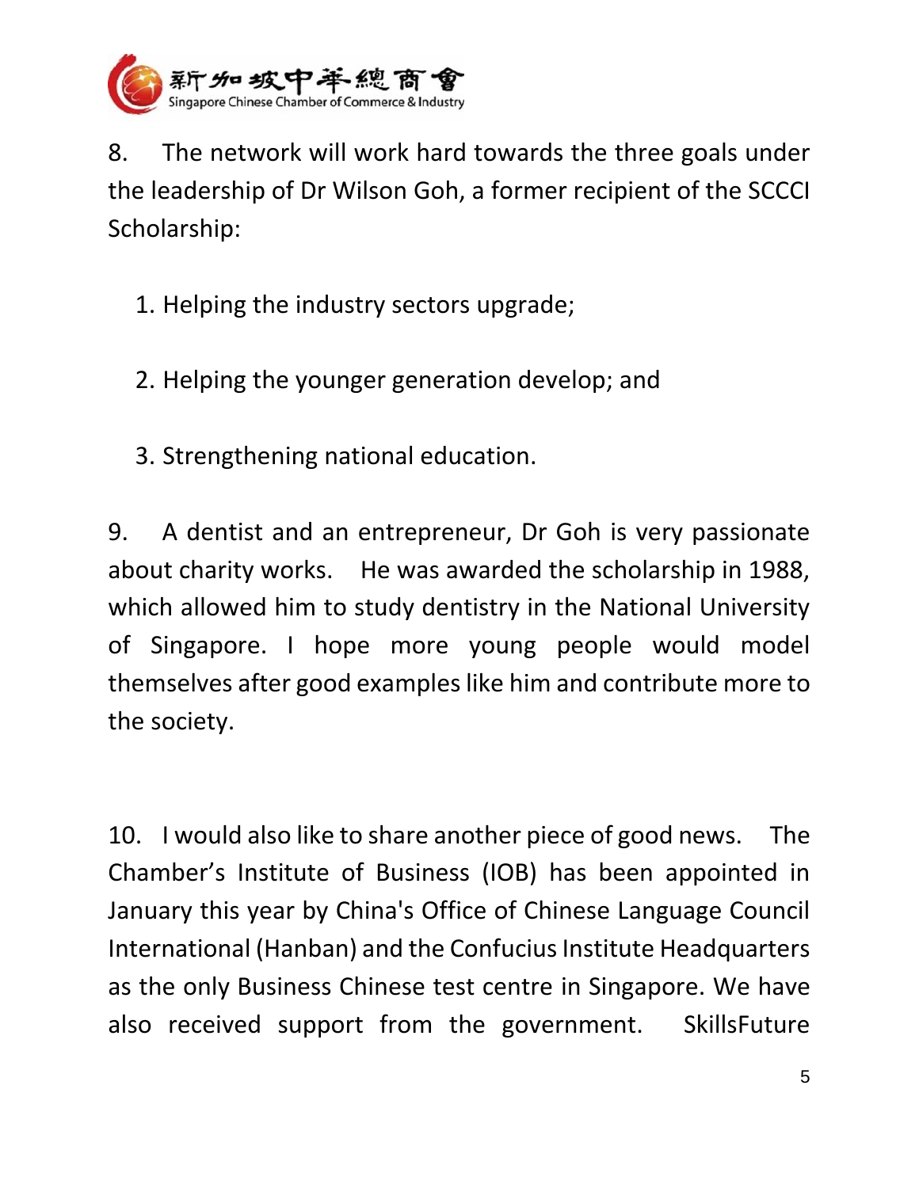8. The network will work hard towards the three goals under the leadership of Dr Wilson Goh, a former recipient of the SCCCI Scholarship:

1. Helping the industry sectors upgrade;

2. Helping the younger generation develop; and

3. Strengthening national education.

9. A dentist and an entrepreneur, Dr Goh is very passionate about charity works. He was awarded the scholarship in 1988, which allowed him to study dentistry in the National University of Singapore. I hope more young people would model themselves after good examples like him and contribute more to the society.

10. I would also like to share another piece of good news. The Chamber's Institute of Business (IOB) has been appointed in January this year by China's Office of Chinese Language Council International (Hanban) and the Confucius Institute Headquarters as the only Business Chinese test centre in Singapore. We have also received support from the government. SkillsFuture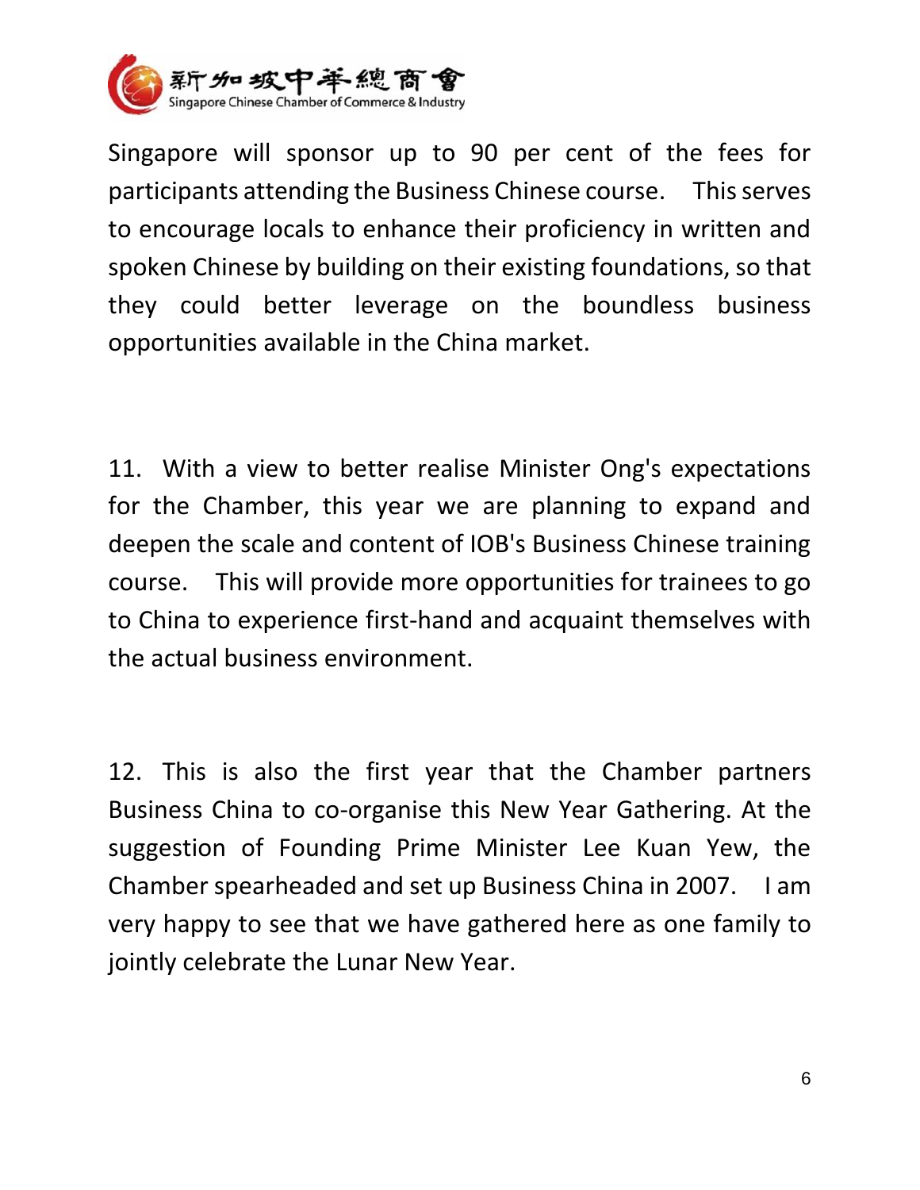Singapore will sponsor up to 90 per cent of the fees for participants attending the Business Chinese course. This serves to encourage locals to enhance their proficiency in written and spoken Chinese by building on their existing foundations, so that they could better leverage on the boundless business opportunities available in the China market.

11. With a view to better realise Minister Ong's expectations for the Chamber, this year we are planning to expand and deepen the scale and content of IOB's Business Chinese training course. This will provide more opportunities for trainees to go to China to experience first-hand and acquaint themselves with the actual business environment.

12. This is also the first year that the Chamber partners Business China to co-organise this New Year Gathering. At the suggestion of Founding Prime Minister Lee Kuan Yew, the Chamber spearheaded and set up Business China in 2007. I am very happy to see that we have gathered here as one family to jointly celebrate the Lunar New Year.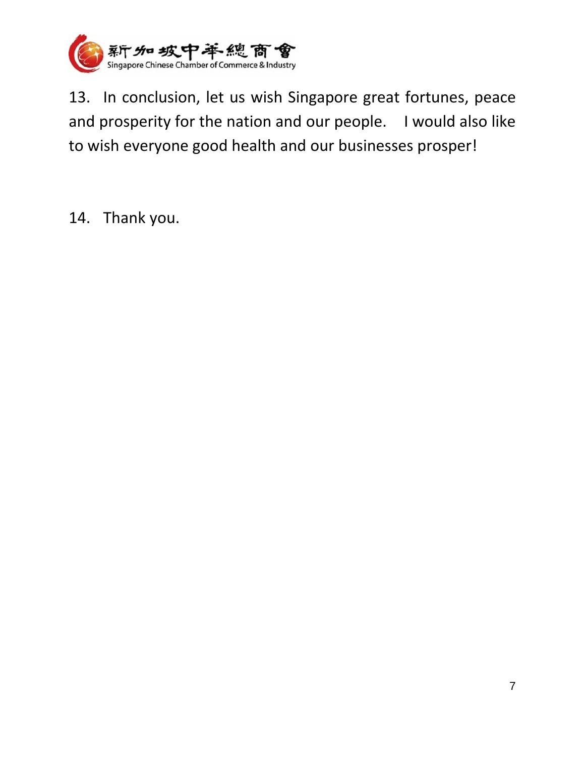13. In conclusion, let us wish Singapore great fortunes, peace and prosperity for the nation and our people. I would also like to wish everyone good health and our businesses prosper!

14. Thank you.